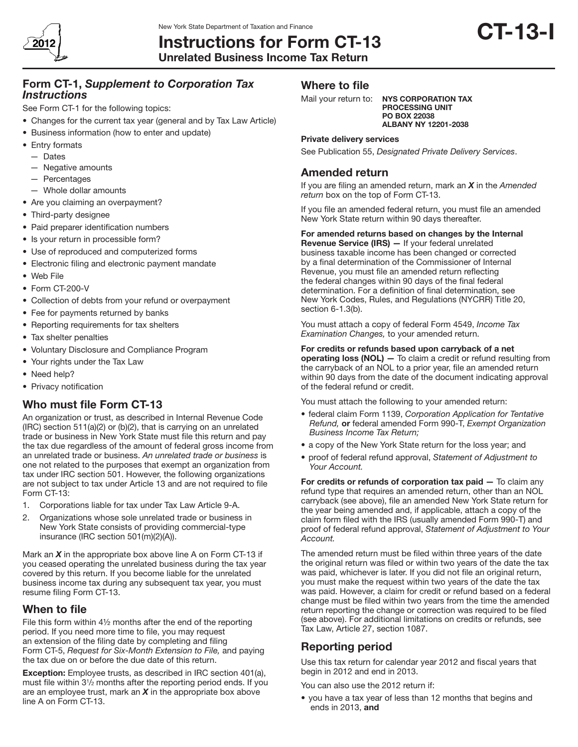New York State Department of Taxation and Finance

# Instructions for Form CT-13

## Unrelated Business Income Tax Return

**CT-13-I**

2012

## Form CT-1, *Supplement to Corporation Tax Instructions*

See Form CT-1 for the following topics:

- Changes for the current tax year (general and by Tax Law Article)
- Business information (how to enter and update)
- Entry formats
  - — Dates
  - — Negative amounts
  - — Percentages
  - — Whole dollar amounts
- Are you claiming an overpayment?
- Third-party designee
- Paid preparer identification numbers
- Is your return in processible form?
- Use of reproduced and computerized forms
- Electronic filing and electronic payment mandate
- Web File
- Form CT-200-V
- Collection of debts from your refund or overpayment
- Fee for payments returned by banks
- Reporting requirements for tax shelters
- Tax shelter penalties
- Voluntary Disclosure and Compliance Program
- Your rights under the Tax Law
- Need help?
- Privacy notification

## Who must file Form CT-13

An organization or trust, as described in Internal Revenue Code (IRC) section 511(a)(2) or (b)(2), that is carrying on an unrelated trade or business in New York State must file this return and pay the tax due regardless of the amount of federal gross income from an unrelated trade or business. *An unrelated trade or business* is one not related to the purposes that exempt an organization from tax under IRC section 501. However, the following organizations are not subject to tax under Article 13 and are not required to file Form CT-13:

1. Corporations liable for tax under Tax Law Article 9-A.
2. Organizations whose sole unrelated trade or business in New York State consists of providing commercial-type insurance (IRC section 501(m)(2)(A)).

Mark an ***X*** in the appropriate box above line A on Form CT-13 if you ceased operating the unrelated business during the tax year covered by this return. If you become liable for the unrelated business income tax during any subsequent tax year, you must resume filing Form CT-13.

## When to file

File this form within 4½ months after the end of the reporting period. If you need more time to file, you may request an extension of the filing date by completing and filing Form CT-5, *Request for Six-Month Extension to File,* and paying the tax due on or before the due date of this return.

**Exception:** Employee trusts, as described in IRC section 401(a), must file within 3½ months after the reporting period ends. If you are an employee trust, mark an ***X*** in the appropriate box above line A on Form CT-13.

## Where to file

Mail your return to: **NYS CORPORATION TAX PROCESSING UNIT PO BOX 22038 ALBANY NY 12201-2038**

**Private delivery services**

See Publication 55, *Designated Private Delivery Services*.

## Amended return

If you are filing an amended return, mark an ***X*** in the *Amended return* box on the top of Form CT-13.

If you file an amended federal return, you must file an amended New York State return within 90 days thereafter.

**For amended returns based on changes by the Internal Revenue Service (IRS) —** If your federal unrelated business taxable income has been changed or corrected by a final determination of the Commissioner of Internal Revenue, you must file an amended return reflecting the federal changes within 90 days of the final federal determination. For a definition of final determination, see New York Codes, Rules, and Regulations (NYCRR) Title 20, section 6-1.3(b).

You must attach a copy of federal Form 4549, *Income Tax Examination Changes,* to your amended return.

**For credits or refunds based upon carryback of a net operating loss (NOL) —** To claim a credit or refund resulting from the carryback of an NOL to a prior year, file an amended return within 90 days from the date of the document indicating approval of the federal refund or credit.

You must attach the following to your amended return:

- federal claim Form 1139, *Corporation Application for Tentative Refund,* **or** federal amended Form 990-T, *Exempt Organization Business Income Tax Return;*
- a copy of the New York State return for the loss year; and
- proof of federal refund approval, *Statement of Adjustment to Your Account.*

**For credits or refunds of corporation tax paid —** To claim any refund type that requires an amended return, other than an NOL carryback (see above), file an amended New York State return for the year being amended and, if applicable, attach a copy of the claim form filed with the IRS (usually amended Form 990-T) and proof of federal refund approval, *Statement of Adjustment to Your Account.*

The amended return must be filed within three years of the date the original return was filed or within two years of the date the tax was paid, whichever is later. If you did not file an original return, you must make the request within two years of the date the tax was paid. However, a claim for credit or refund based on a federal change must be filed within two years from the time the amended return reporting the change or correction was required to be filed (see above). For additional limitations on credits or refunds, see Tax Law, Article 27, section 1087.

## Reporting period

Use this tax return for calendar year 2012 and fiscal years that begin in 2012 and end in 2013.

You can also use the 2012 return if:

- you have a tax year of less than 12 months that begins and ends in 2013, **and**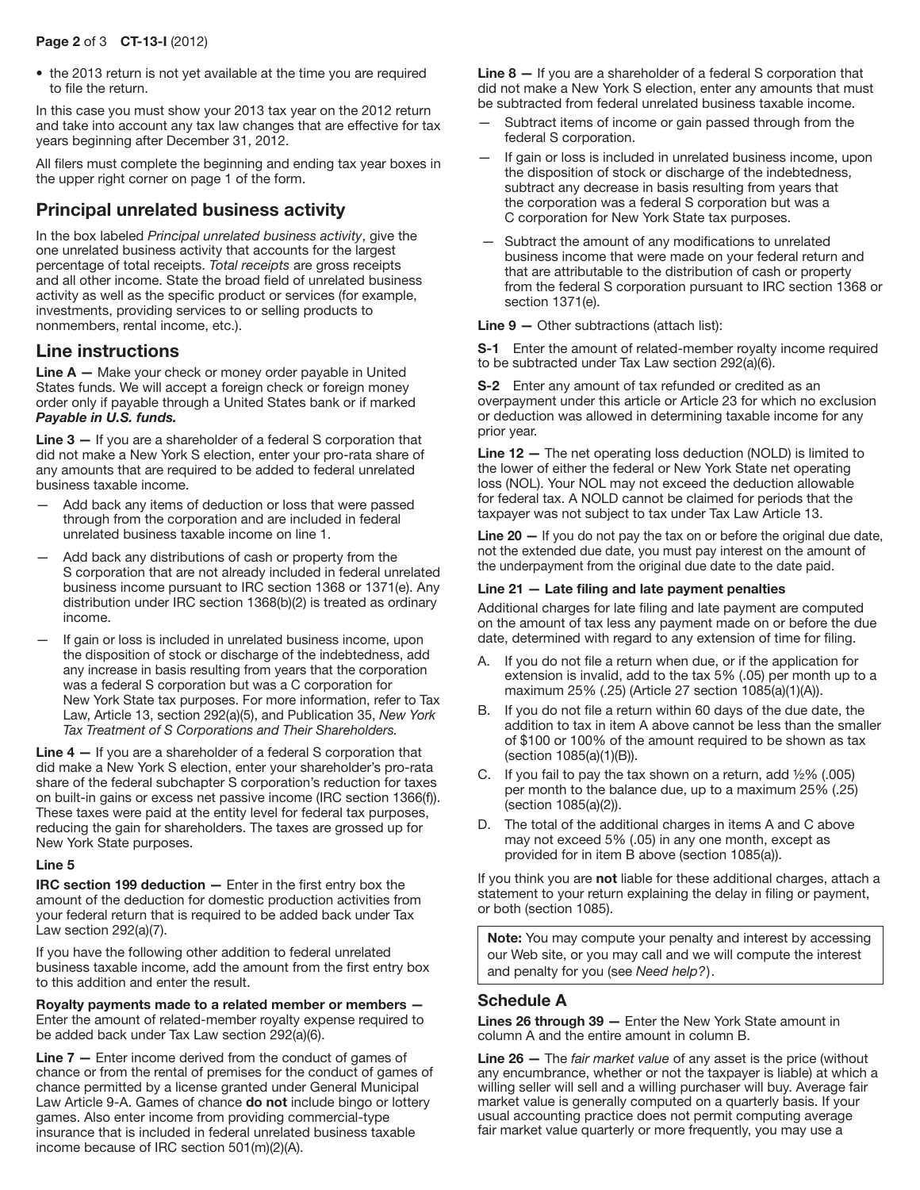- the 2013 return is not yet available at the time you are required to file the return.

In this case you must show your 2013 tax year on the 2012 return and take into account any tax law changes that are effective for tax years beginning after December 31, 2012.

All filers must complete the beginning and ending tax year boxes in the upper right corner on page 1 of the form.

## Principal unrelated business activity

In the box labeled *Principal unrelated business activity*, give the one unrelated business activity that accounts for the largest percentage of total receipts. *Total receipts* are gross receipts and all other income. State the broad field of unrelated business activity as well as the specific product or services (for example, investments, providing services to or selling products to nonmembers, rental income, etc.).

## Line instructions

**Line A —** Make your check or money order payable in United States funds. We will accept a foreign check or foreign money order only if payable through a United States bank or if marked ***Payable in U.S. funds.***

**Line 3 —** If you are a shareholder of a federal S corporation that did not make a New York S election, enter your pro-rata share of any amounts that are required to be added to federal unrelated business taxable income.

— Add back any items of deduction or loss that were passed through from the corporation and are included in federal unrelated business taxable income on line 1.

— Add back any distributions of cash or property from the S corporation that are not already included in federal unrelated business income pursuant to IRC section 1368 or 1371(e). Any distribution under IRC section 1368(b)(2) is treated as ordinary income.

— If gain or loss is included in unrelated business income, upon the disposition of stock or discharge of the indebtedness, add any increase in basis resulting from years that the corporation was a federal S corporation but was a C corporation for New York State tax purposes. For more information, refer to Tax Law, Article 13, section 292(a)(5), and Publication 35, *New York Tax Treatment of S Corporations and Their Shareholders.*

**Line 4 —** If you are a shareholder of a federal S corporation that did make a New York S election, enter your shareholder's pro-rata share of the federal subchapter S corporation's reduction for taxes on built-in gains or excess net passive income (IRC section 1366(f)). These taxes were paid at the entity level for federal tax purposes, reducing the gain for shareholders. The taxes are grossed up for New York State purposes.

**Line 5**

**IRC section 199 deduction —** Enter in the first entry box the amount of the deduction for domestic production activities from your federal return that is required to be added back under Tax Law section 292(a)(7).

If you have the following other addition to federal unrelated business taxable income, add the amount from the first entry box to this addition and enter the result.

**Royalty payments made to a related member or members —** Enter the amount of related-member royalty expense required to be added back under Tax Law section 292(a)(6).

**Line 7 —** Enter income derived from the conduct of games of chance or from the rental of premises for the conduct of games of chance permitted by a license granted under General Municipal Law Article 9-A. Games of chance **do not** include bingo or lottery games. Also enter income from providing commercial-type insurance that is included in federal unrelated business taxable income because of IRC section 501(m)(2)(A).

**Line 8 —** If you are a shareholder of a federal S corporation that did not make a New York S election, enter any amounts that must be subtracted from federal unrelated business taxable income.

— Subtract items of income or gain passed through from the federal S corporation.

— If gain or loss is included in unrelated business income, upon the disposition of stock or discharge of the indebtedness, subtract any decrease in basis resulting from years that the corporation was a federal S corporation but was a C corporation for New York State tax purposes.

— Subtract the amount of any modifications to unrelated business income that were made on your federal return and that are attributable to the distribution of cash or property from the federal S corporation pursuant to IRC section 1368 or section 1371(e).

**Line 9 —** Other subtractions (attach list):

**S-1** Enter the amount of related-member royalty income required to be subtracted under Tax Law section 292(a)(6).

**S-2** Enter any amount of tax refunded or credited as an overpayment under this article or Article 23 for which no exclusion or deduction was allowed in determining taxable income for any prior year.

**Line 12 —** The net operating loss deduction (NOLD) is limited to the lower of either the federal or New York State net operating loss (NOL). Your NOL may not exceed the deduction allowable for federal tax. A NOLD cannot be claimed for periods that the taxpayer was not subject to tax under Tax Law Article 13.

**Line 20 —** If you do not pay the tax on or before the original due date, not the extended due date, you must pay interest on the amount of the underpayment from the original due date to the date paid.

**Line 21 — Late filing and late payment penalties**

Additional charges for late filing and late payment are computed on the amount of tax less any payment made on or before the due date, determined with regard to any extension of time for filing.

A. If you do not file a return when due, or if the application for extension is invalid, add to the tax 5% (.05) per month up to a maximum 25% (.25) (Article 27 section 1085(a)(1)(A)).

B. If you do not file a return within 60 days of the due date, the addition to tax in item A above cannot be less than the smaller of $100 or 100% of the amount required to be shown as tax (section 1085(a)(1)(B)).

C. If you fail to pay the tax shown on a return, add ½% (.005) per month to the balance due, up to a maximum 25% (.25) (section 1085(a)(2)).

D. The total of the additional charges in items A and C above may not exceed 5% (.05) in any one month, except as provided for in item B above (section 1085(a)).

If you think you are **not** liable for these additional charges, attach a statement to your return explaining the delay in filing or payment, or both (section 1085).

**Note:** You may compute your penalty and interest by accessing our Web site, or you may call and we will compute the interest and penalty for you (see *Need help?*).

## Schedule A

**Lines 26 through 39 —** Enter the New York State amount in column A and the entire amount in column B.

**Line 26 —** The *fair market value* of any asset is the price (without any encumbrance, whether or not the taxpayer is liable) at which a willing seller will sell and a willing purchaser will buy. Average fair market value is generally computed on a quarterly basis. If your usual accounting practice does not permit computing average fair market value quarterly or more frequently, you may use a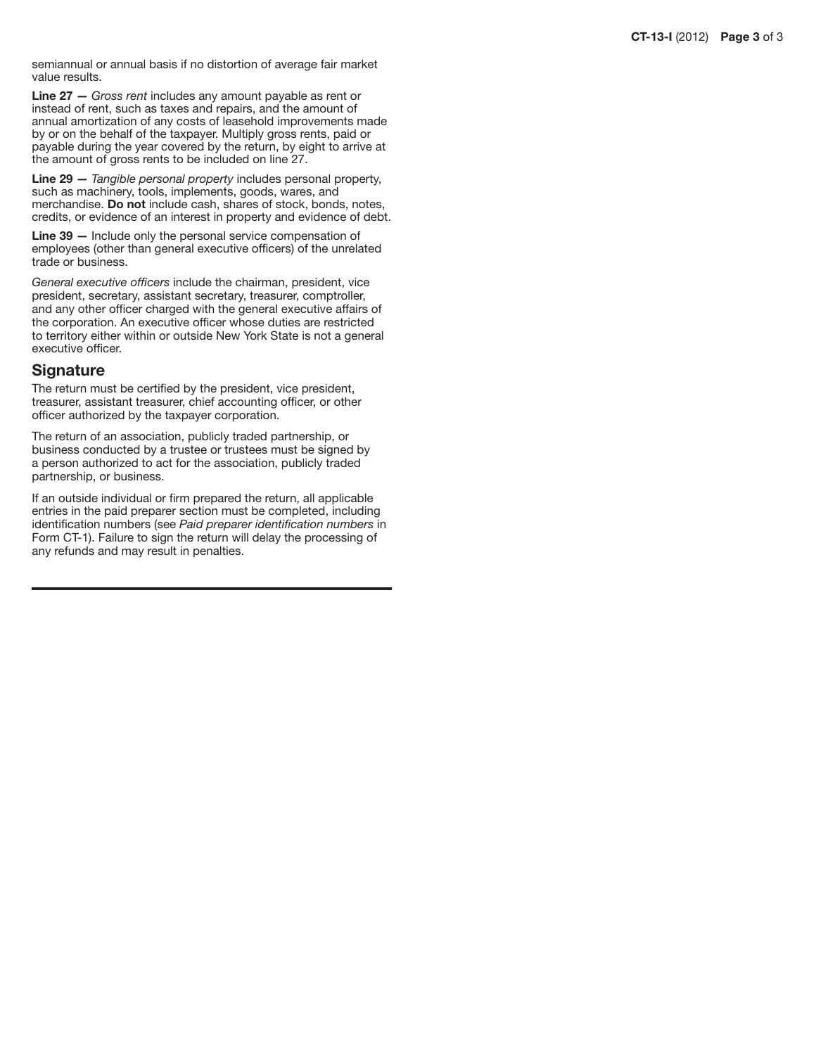semiannual or annual basis if no distortion of average fair market value results.

**Line 27 —** *Gross rent* includes any amount payable as rent or instead of rent, such as taxes and repairs, and the amount of annual amortization of any costs of leasehold improvements made by or on the behalf of the taxpayer. Multiply gross rents, paid or payable during the year covered by the return, by eight to arrive at the amount of gross rents to be included on line 27.

**Line 29 —** *Tangible personal property* includes personal property, such as machinery, tools, implements, goods, wares, and merchandise. **Do not** include cash, shares of stock, bonds, notes, credits, or evidence of an interest in property and evidence of debt.

**Line 39 —** Include only the personal service compensation of employees (other than general executive officers) of the unrelated trade or business.

*General executive officers* include the chairman, president, vice president, secretary, assistant secretary, treasurer, comptroller, and any other officer charged with the general executive affairs of the corporation. An executive officer whose duties are restricted to territory either within or outside New York State is not a general executive officer.

## Signature

The return must be certified by the president, vice president, treasurer, assistant treasurer, chief accounting officer, or other officer authorized by the taxpayer corporation.

The return of an association, publicly traded partnership, or business conducted by a trustee or trustees must be signed by a person authorized to act for the association, publicly traded partnership, or business.

If an outside individual or firm prepared the return, all applicable entries in the paid preparer section must be completed, including identification numbers (see *Paid preparer identification numbers* in Form CT-1). Failure to sign the return will delay the processing of any refunds and may result in penalties.